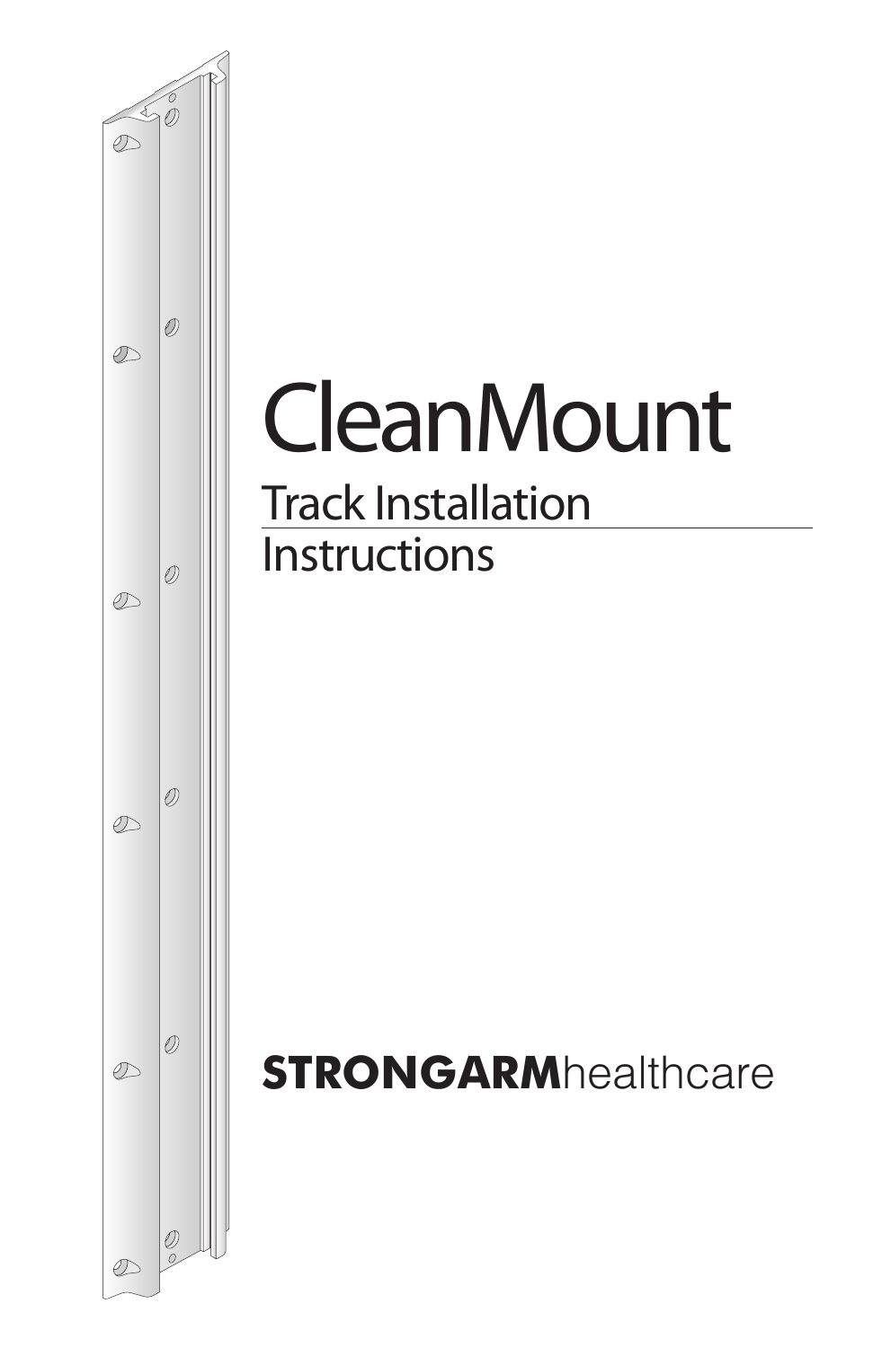# CleanMount

## Track Installation Instructions

**STRONGARM**healthcare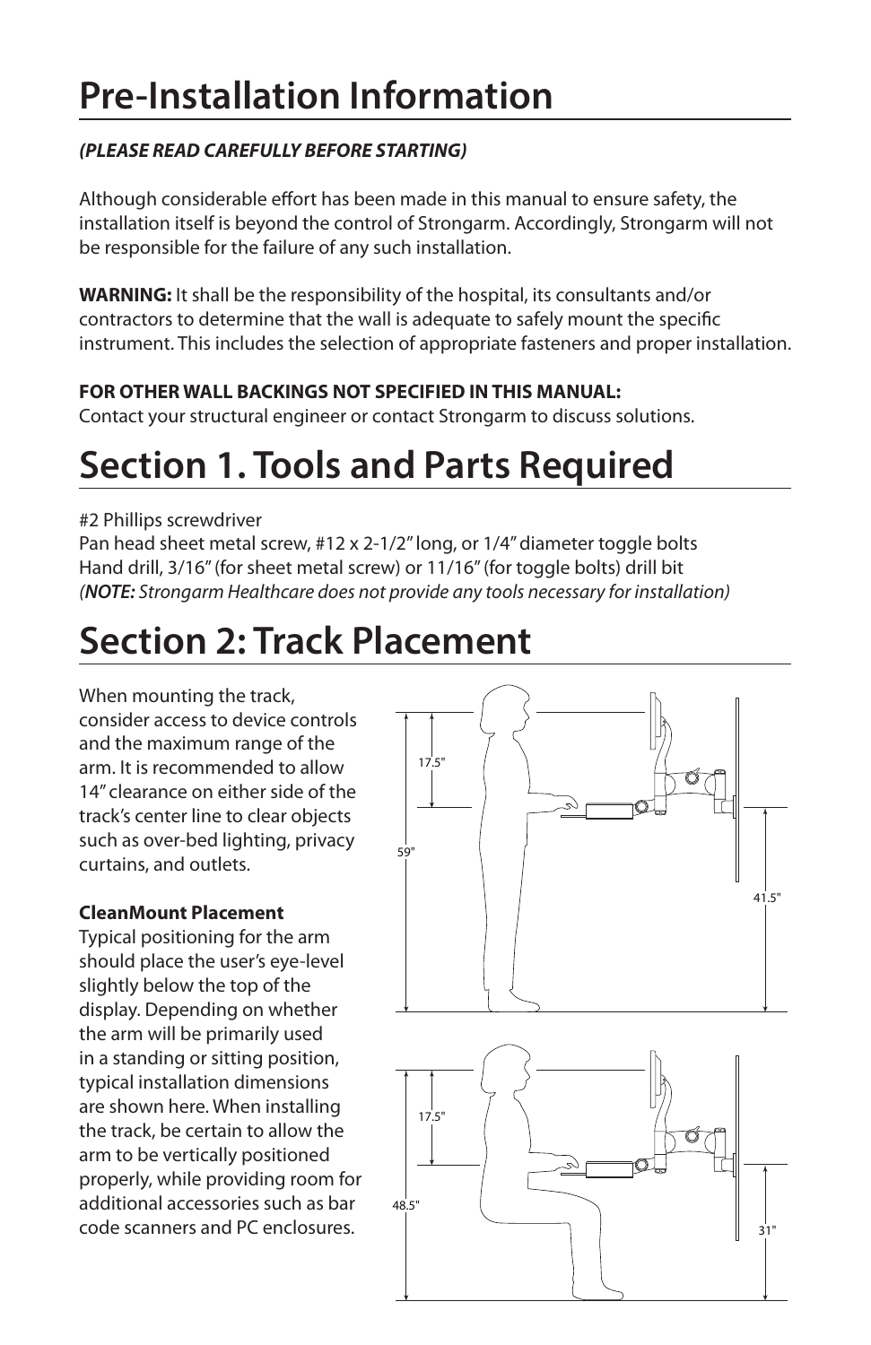# Pre-Installation Information

***(PLEASE READ CAREFULLY BEFORE STARTING)***

Although considerable effort has been made in this manual to ensure safety, the installation itself is beyond the control of Strongarm. Accordingly, Strongarm will not be responsible for the failure of any such installation.

**WARNING:** It shall be the responsibility of the hospital, its consultants and/or contractors to determine that the wall is adequate to safely mount the specific instrument. This includes the selection of appropriate fasteners and proper installation.

**FOR OTHER WALL BACKINGS NOT SPECIFIED IN THIS MANUAL:**
Contact your structural engineer or contact Strongarm to discuss solutions.

# Section 1. Tools and Parts Required

#2 Phillips screwdriver
Pan head sheet metal screw, #12 x 2-1/2" long, or 1/4" diameter toggle bolts
Hand drill, 3/16" (for sheet metal screw) or 11/16" (for toggle bolts) drill bit
*(**NOTE:** Strongarm Healthcare does not provide any tools necessary for installation)*

# Section 2: Track Placement

When mounting the track, consider access to device controls and the maximum range of the arm. It is recommended to allow 14" clearance on either side of the track's center line to clear objects such as over-bed lighting, privacy curtains, and outlets.

**CleanMount Placement**
Typical positioning for the arm should place the user's eye-level slightly below the top of the display. Depending on whether the arm will be primarily used in a standing or sitting position, typical installation dimensions are shown here. When installing the track, be certain to allow the arm to be vertically positioned properly, while providing room for additional accessories such as bar code scanners and PC enclosures.

17.5"
59"
41.5"

17.5"
48.5"
31"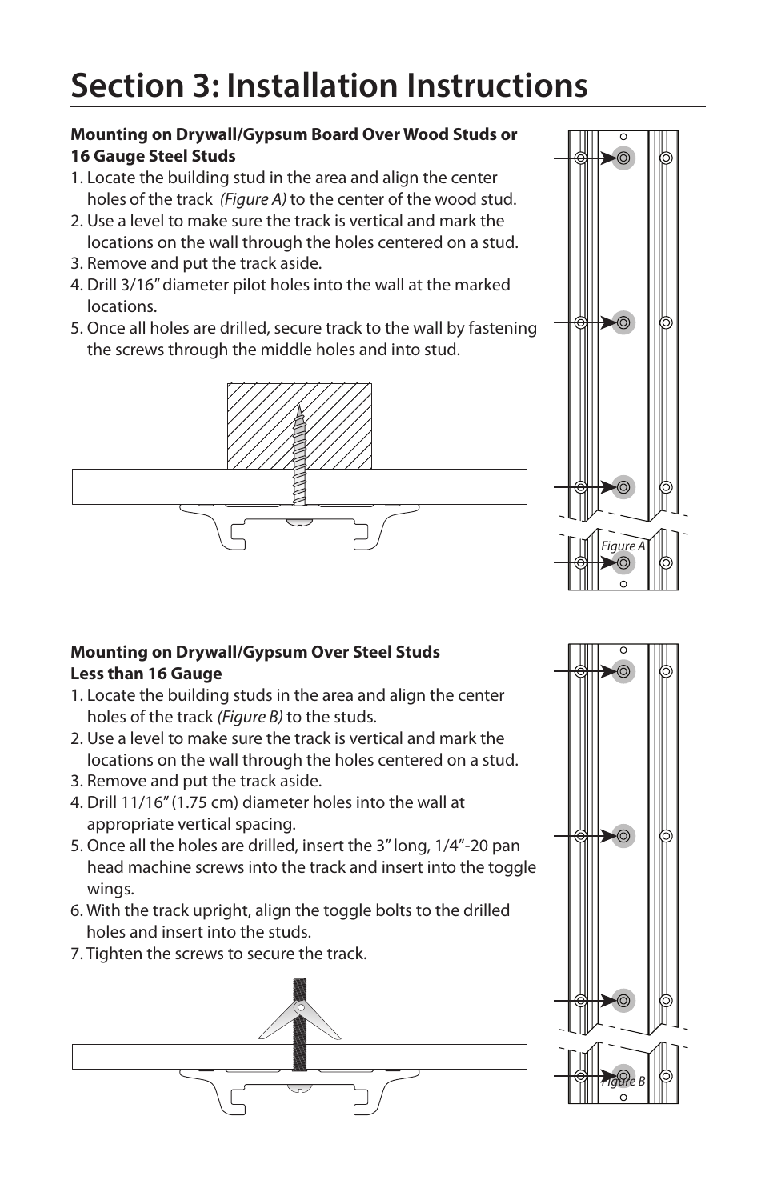# Section 3: Installation Instructions

**Mounting on Drywall/Gypsum Board Over Wood Studs or 16 Gauge Steel Studs**

1. Locate the building stud in the area and align the center holes of the track *(Figure A)* to the center of the wood stud.
2. Use a level to make sure the track is vertical and mark the locations on the wall through the holes centered on a stud.
3. Remove and put the track aside.
4. Drill 3/16" diameter pilot holes into the wall at the marked locations.
5. Once all holes are drilled, secure track to the wall by fastening the screws through the middle holes and into stud.

*Figure A*

**Mounting on Drywall/Gypsum Over Steel Studs Less than 16 Gauge**

1. Locate the building studs in the area and align the center holes of the track *(Figure B)* to the studs.
2. Use a level to make sure the track is vertical and mark the locations on the wall through the holes centered on a stud.
3. Remove and put the track aside.
4. Drill 11/16" (1.75 cm) diameter holes into the wall at appropriate vertical spacing.
5. Once all the holes are drilled, insert the 3" long, 1/4"-20 pan head machine screws into the track and insert into the toggle wings.
6. With the track upright, align the toggle bolts to the drilled holes and insert into the studs.
7. Tighten the screws to secure the track.

*Figure B*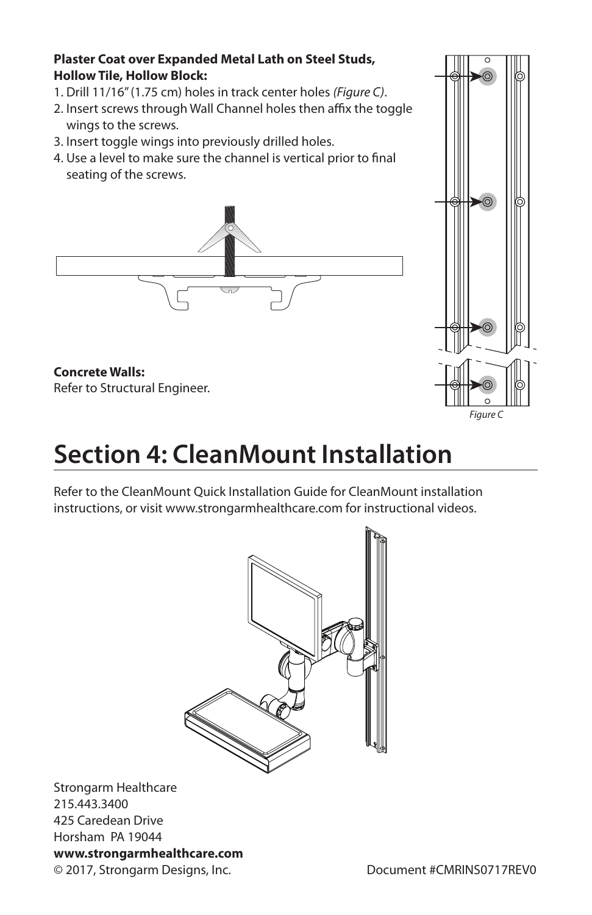**Plaster Coat over Expanded Metal Lath on Steel Studs, Hollow Tile, Hollow Block:**

1. Drill 11/16" (1.75 cm) holes in track center holes *(Figure C)*.
2. Insert screws through Wall Channel holes then affix the toggle wings to the screws.
3. Insert toggle wings into previously drilled holes.
4. Use a level to make sure the channel is vertical prior to final seating of the screws.

**Concrete Walls:**
Refer to Structural Engineer.

*Figure C*

# Section 4: CleanMount Installation

Refer to the CleanMount Quick Installation Guide for CleanMount installation instructions, or visit www.strongarmhealthcare.com for instructional videos.

Strongarm Healthcare
215.443.3400
425 Caredean Drive
Horsham PA 19044
**www.strongarmhealthcare.com**
© 2017, Strongarm Designs, Inc.

Document #CMRINS0717REV0